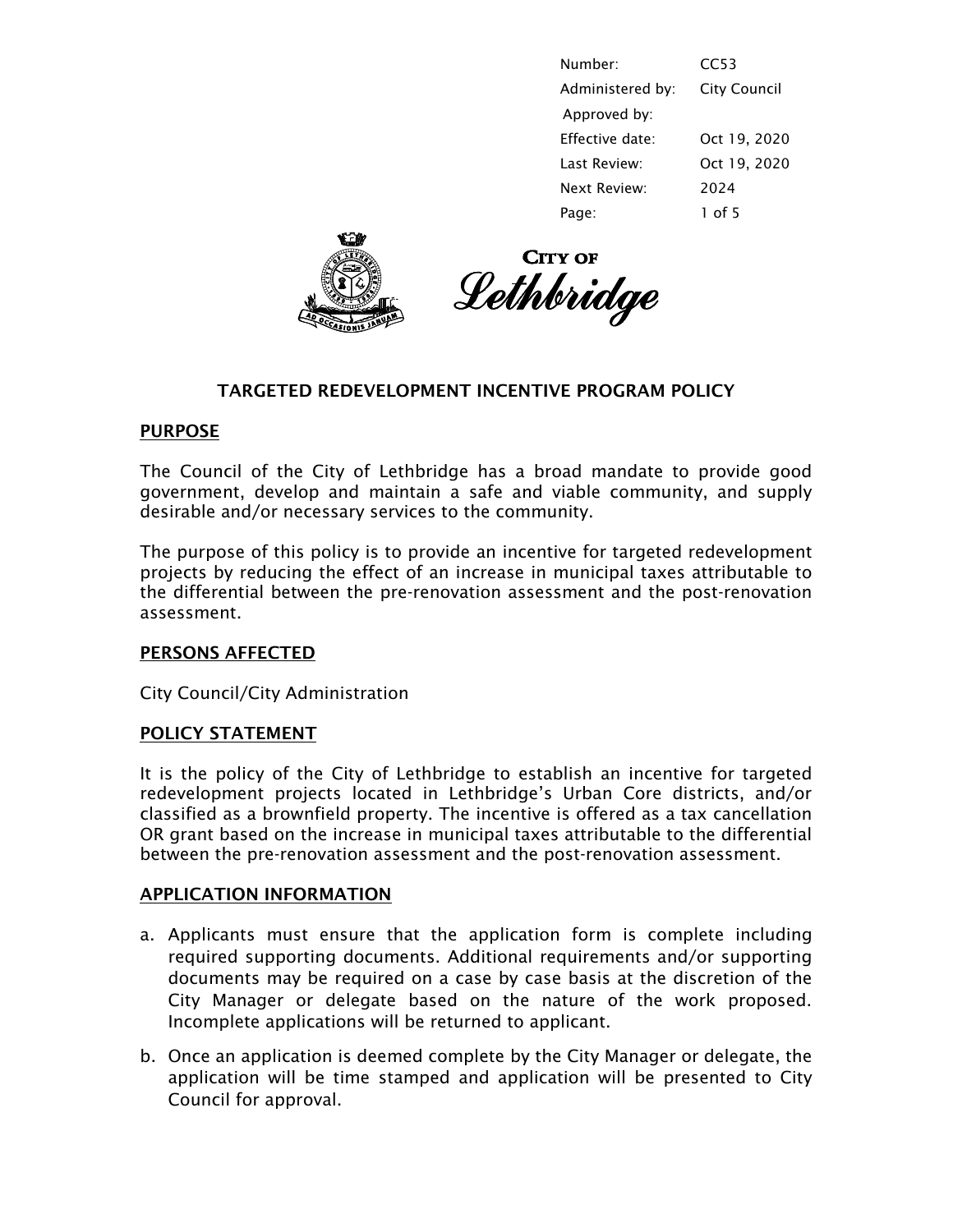| | |
|---|---|
| Number: | CC53 |
| Administered by: | City Council |
| Approved by: | |
| Effective date: | Oct 19, 2020 |
| Last Review: | Oct 19, 2020 |
| Next Review: | 2024 |

CITY OF Lethbridge

# TARGETED REDEVELOPMENT INCENTIVE PROGRAM POLICY

## PURPOSE

The Council of the City of Lethbridge has a broad mandate to provide good government, develop and maintain a safe and viable community, and supply desirable and/or necessary services to the community.

The purpose of this policy is to provide an incentive for targeted redevelopment projects by reducing the effect of an increase in municipal taxes attributable to the differential between the pre-renovation assessment and the post-renovation assessment.

## PERSONS AFFECTED

City Council/City Administration

## POLICY STATEMENT

It is the policy of the City of Lethbridge to establish an incentive for targeted redevelopment projects located in Lethbridge's Urban Core districts, and/or classified as a brownfield property. The incentive is offered as a tax cancellation OR grant based on the increase in municipal taxes attributable to the differential between the pre-renovation assessment and the post-renovation assessment.

## APPLICATION INFORMATION

a. Applicants must ensure that the application form is complete including required supporting documents. Additional requirements and/or supporting documents may be required on a case by case basis at the discretion of the City Manager or delegate based on the nature of the work proposed. Incomplete applications will be returned to applicant.

b. Once an application is deemed complete by the City Manager or delegate, the application will be time stamped and application will be presented to City Council for approval.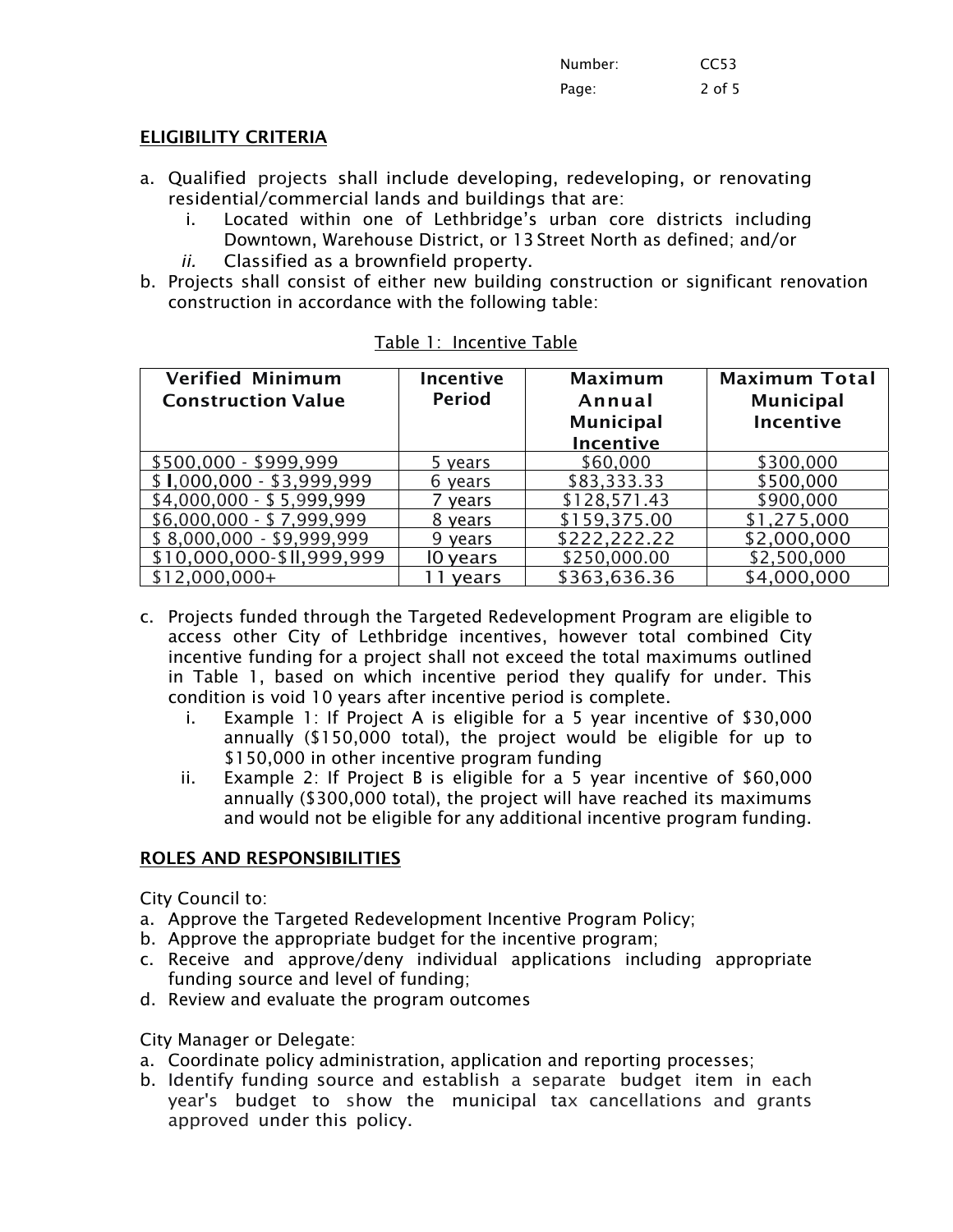## ELIGIBILITY CRITERIA

a. Qualified projects shall include developing, redeveloping, or renovating residential/commercial lands and buildings that are:
   i. Located within one of Lethbridge's urban core districts including Downtown, Warehouse District, or 13 Street North as defined; and/or
   *ii.* Classified as a brownfield property.
b. Projects shall consist of either new building construction or significant renovation construction in accordance with the following table:

Table 1: Incentive Table

| Verified Minimum Construction Value | Incentive Period | Maximum Annual Municipal Incentive | Maximum Total Municipal Incentive |
|---|---|---|---|
| $500,000 - $999,999 | 5 years | $60,000 | $300,000 |
| $ I,000,000 - $3,999,999 | 6 years | $83,333.33 | $500,000 |
| $4,000,000 - $ 5,999,999 | 7 years | $128,571.43 | $900,000 |
| $6,000,000 - $ 7,999,999 | 8 years | $159,375.00 | $1,275,000 |
| $ 8,000,000 - $9,999,999 | 9 years | $222,222.22 | $2,000,000 |
| $10,000,000-$II,999,999 | I0 years | $250,000.00 | $2,500,000 |
| $12,000,000+ | 11 years | $363,636.36 | $4,000,000 |

c. Projects funded through the Targeted Redevelopment Program are eligible to access other City of Lethbridge incentives, however total combined City incentive funding for a project shall not exceed the total maximums outlined in Table 1, based on which incentive period they qualify for under. This condition is void 10 years after incentive period is complete.
   i. Example 1: If Project A is eligible for a 5 year incentive of $30,000 annually ($150,000 total), the project would be eligible for up to $150,000 in other incentive program funding
   ii. Example 2: If Project B is eligible for a 5 year incentive of $60,000 annually ($300,000 total), the project will have reached its maximums and would not be eligible for any additional incentive program funding.

## ROLES AND RESPONSIBILITIES

City Council to:

a. Approve the Targeted Redevelopment Incentive Program Policy;
b. Approve the appropriate budget for the incentive program;
c. Receive and approve/deny individual applications including appropriate funding source and level of funding;
d. Review and evaluate the program outcomes

City Manager or Delegate:

a. Coordinate policy administration, application and reporting processes;
b. Identify funding source and establish a separate budget item in each year's budget to show the municipal tax cancellations and grants approved under this policy.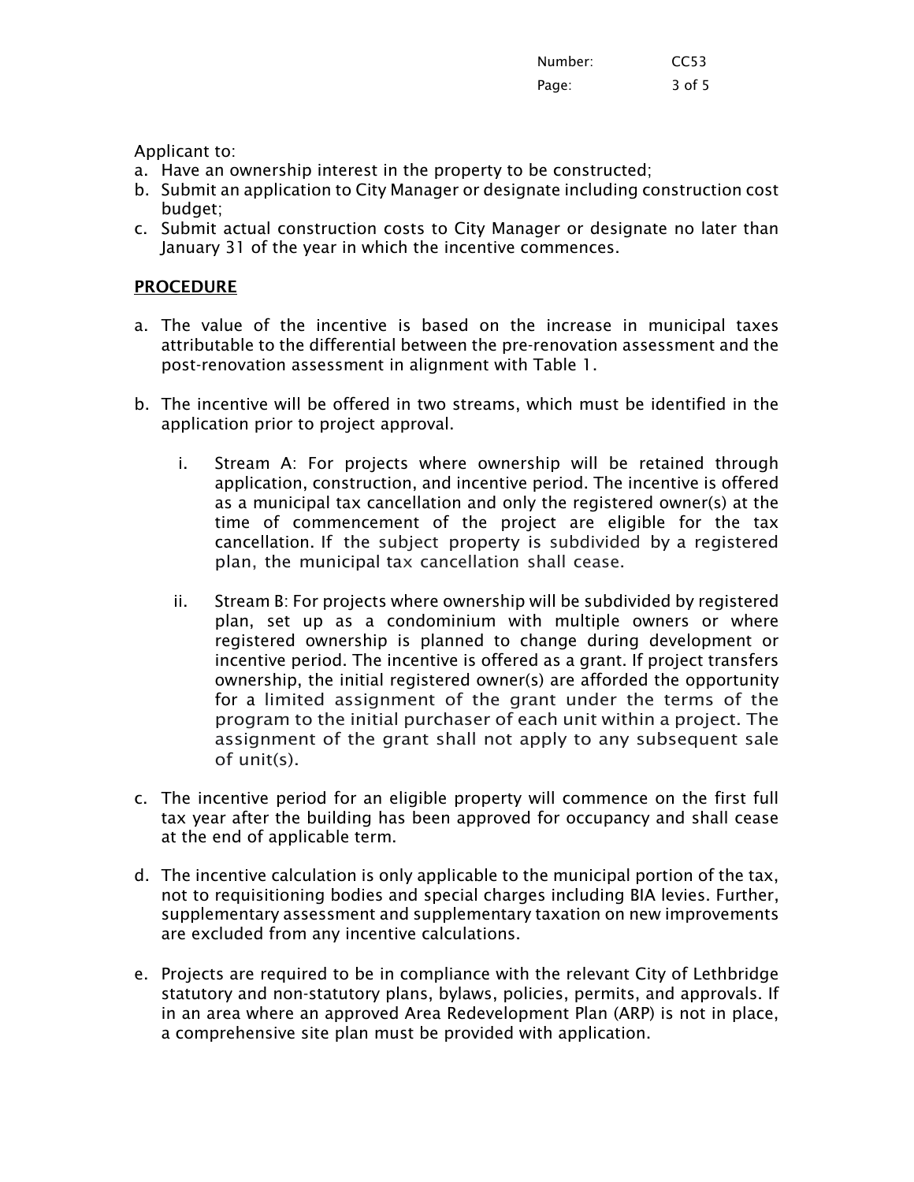Applicant to:

a. Have an ownership interest in the property to be constructed;
b. Submit an application to City Manager or designate including construction cost budget;
c. Submit actual construction costs to City Manager or designate no later than January 31 of the year in which the incentive commences.

## PROCEDURE

a. The value of the incentive is based on the increase in municipal taxes attributable to the differential between the pre-renovation assessment and the post-renovation assessment in alignment with Table 1.

b. The incentive will be offered in two streams, which must be identified in the application prior to project approval.

   i. Stream A: For projects where ownership will be retained through application, construction, and incentive period. The incentive is offered as a municipal tax cancellation and only the registered owner(s) at the time of commencement of the project are eligible for the tax cancellation. If the subject property is subdivided by a registered plan, the municipal tax cancellation shall cease.

   ii. Stream B: For projects where ownership will be subdivided by registered plan, set up as a condominium with multiple owners or where registered ownership is planned to change during development or incentive period. The incentive is offered as a grant. If project transfers ownership, the initial registered owner(s) are afforded the opportunity for a limited assignment of the grant under the terms of the program to the initial purchaser of each unit within a project. The assignment of the grant shall not apply to any subsequent sale of unit(s).

c. The incentive period for an eligible property will commence on the first full tax year after the building has been approved for occupancy and shall cease at the end of applicable term.

d. The incentive calculation is only applicable to the municipal portion of the tax, not to requisitioning bodies and special charges including BIA levies. Further, supplementary assessment and supplementary taxation on new improvements are excluded from any incentive calculations.

e. Projects are required to be in compliance with the relevant City of Lethbridge statutory and non-statutory plans, bylaws, policies, permits, and approvals. If in an area where an approved Area Redevelopment Plan (ARP) is not in place, a comprehensive site plan must be provided with application.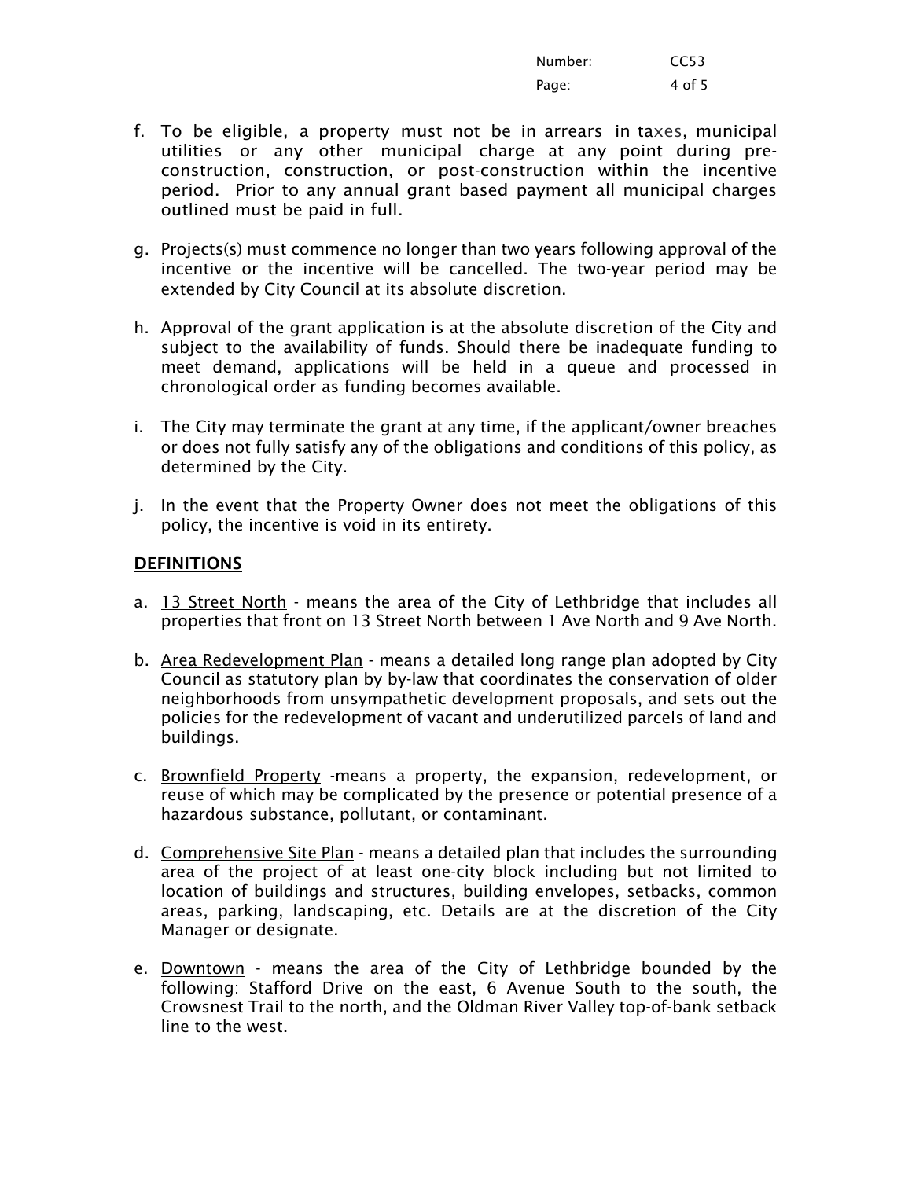f. To be eligible, a property must not be in arrears in taxes, municipal utilities or any other municipal charge at any point during pre-construction, construction, or post-construction within the incentive period. Prior to any annual grant based payment all municipal charges outlined must be paid in full.

g. Projects(s) must commence no longer than two years following approval of the incentive or the incentive will be cancelled. The two-year period may be extended by City Council at its absolute discretion.

h. Approval of the grant application is at the absolute discretion of the City and subject to the availability of funds. Should there be inadequate funding to meet demand, applications will be held in a queue and processed in chronological order as funding becomes available.

i. The City may terminate the grant at any time, if the applicant/owner breaches or does not fully satisfy any of the obligations and conditions of this policy, as determined by the City.

j. In the event that the Property Owner does not meet the obligations of this policy, the incentive is void in its entirety.

## DEFINITIONS

a. 13 Street North - means the area of the City of Lethbridge that includes all properties that front on 13 Street North between 1 Ave North and 9 Ave North.

b. Area Redevelopment Plan - means a detailed long range plan adopted by City Council as statutory plan by by-law that coordinates the conservation of older neighborhoods from unsympathetic development proposals, and sets out the policies for the redevelopment of vacant and underutilized parcels of land and buildings.

c. Brownfield Property -means a property, the expansion, redevelopment, or reuse of which may be complicated by the presence or potential presence of a hazardous substance, pollutant, or contaminant.

d. Comprehensive Site Plan - means a detailed plan that includes the surrounding area of the project of at least one-city block including but not limited to location of buildings and structures, building envelopes, setbacks, common areas, parking, landscaping, etc. Details are at the discretion of the City Manager or designate.

e. Downtown - means the area of the City of Lethbridge bounded by the following: Stafford Drive on the east, 6 Avenue South to the south, the Crowsnest Trail to the north, and the Oldman River Valley top-of-bank setback line to the west.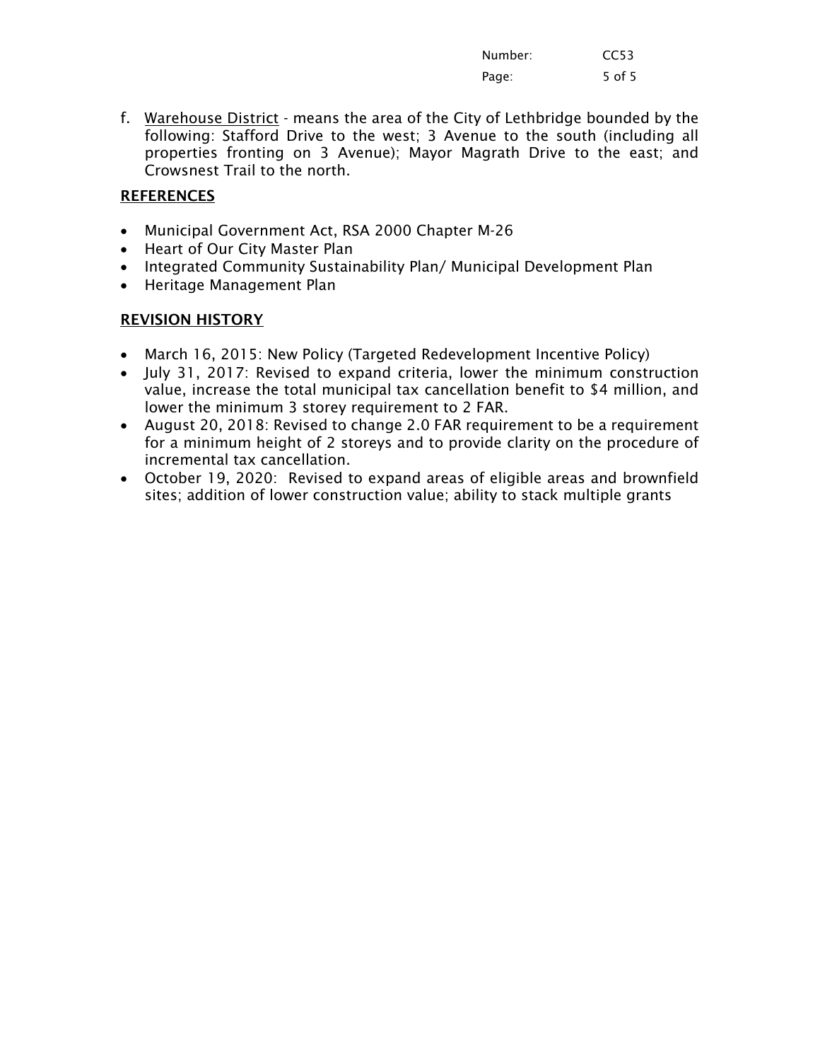f. Warehouse District - means the area of the City of Lethbridge bounded by the following: Stafford Drive to the west; 3 Avenue to the south (including all properties fronting on 3 Avenue); Mayor Magrath Drive to the east; and Crowsnest Trail to the north.

## REFERENCES

- Municipal Government Act, RSA 2000 Chapter M-26
- Heart of Our City Master Plan
- Integrated Community Sustainability Plan/ Municipal Development Plan
- Heritage Management Plan

## REVISION HISTORY

- March 16, 2015: New Policy (Targeted Redevelopment Incentive Policy)
- July 31, 2017: Revised to expand criteria, lower the minimum construction value, increase the total municipal tax cancellation benefit to $4 million, and lower the minimum 3 storey requirement to 2 FAR.
- August 20, 2018: Revised to change 2.0 FAR requirement to be a requirement for a minimum height of 2 storeys and to provide clarity on the procedure of incremental tax cancellation.
- October 19, 2020: Revised to expand areas of eligible areas and brownfield sites; addition of lower construction value; ability to stack multiple grants